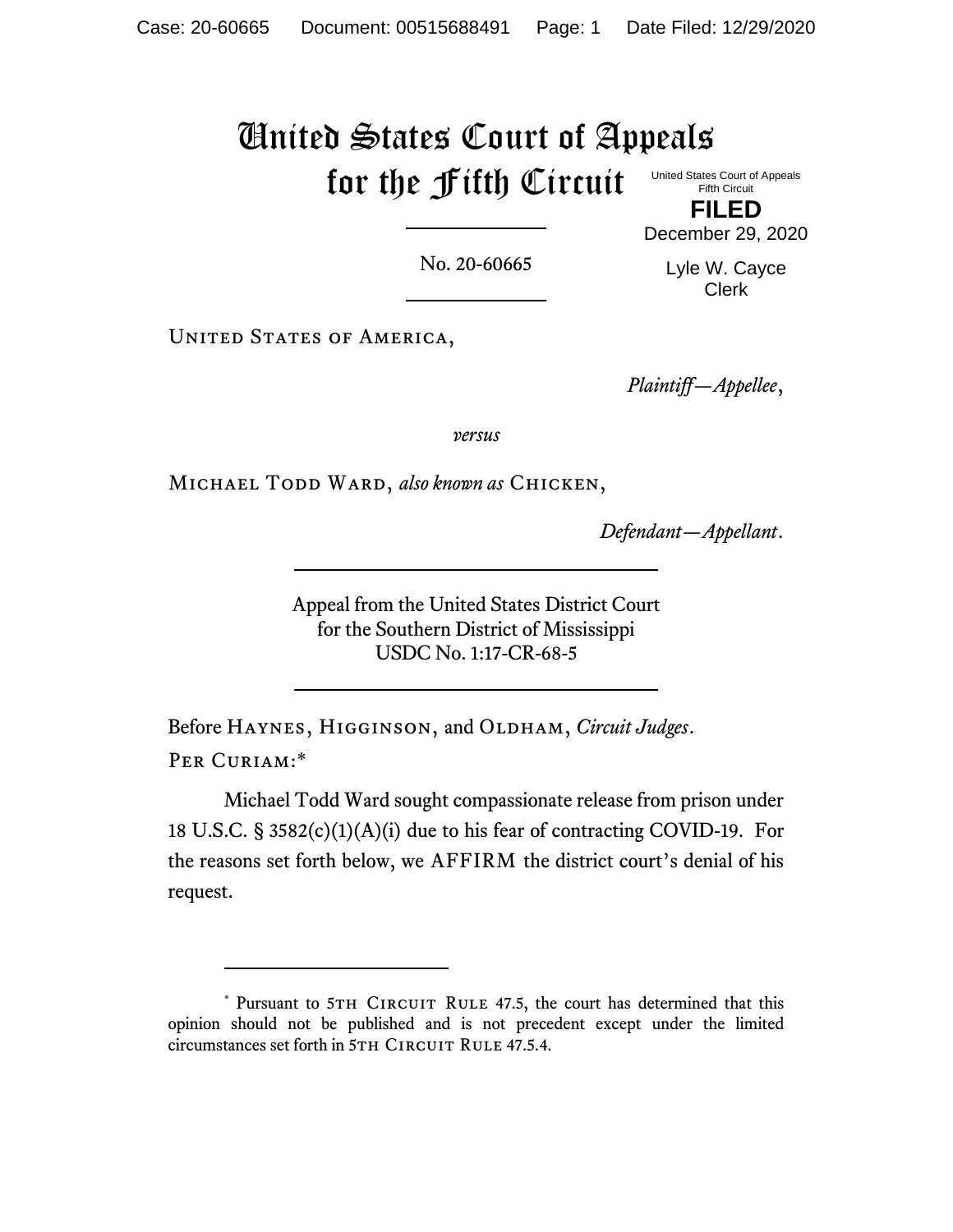# United States Court of Appeals for the Fifth Circuit

United States Court of Appeals
Fifth Circuit

**FILED**

December 29, 2020

Lyle W. Cayce
Clerk

No. 20-60665

---

United States of America,

*Plaintiff—Appellee*,

*versus*

Michael Todd Ward, *also known as* Chicken,

*Defendant—Appellant*.

---

Appeal from the United States District Court
for the Southern District of Mississippi
USDC No. 1:17-CR-68-5

---

Before Haynes, Higginson, and Oldham, *Circuit Judges*.

Per Curiam:*

Michael Todd Ward sought compassionate release from prison under 18 U.S.C. § 3582(c)(1)(A)(i) due to his fear of contracting COVID-19. For the reasons set forth below, we AFFIRM the district court's denial of his request.

---

\* Pursuant to 5th Circuit Rule 47.5, the court has determined that this opinion should not be published and is not precedent except under the limited circumstances set forth in 5th Circuit Rule 47.5.4.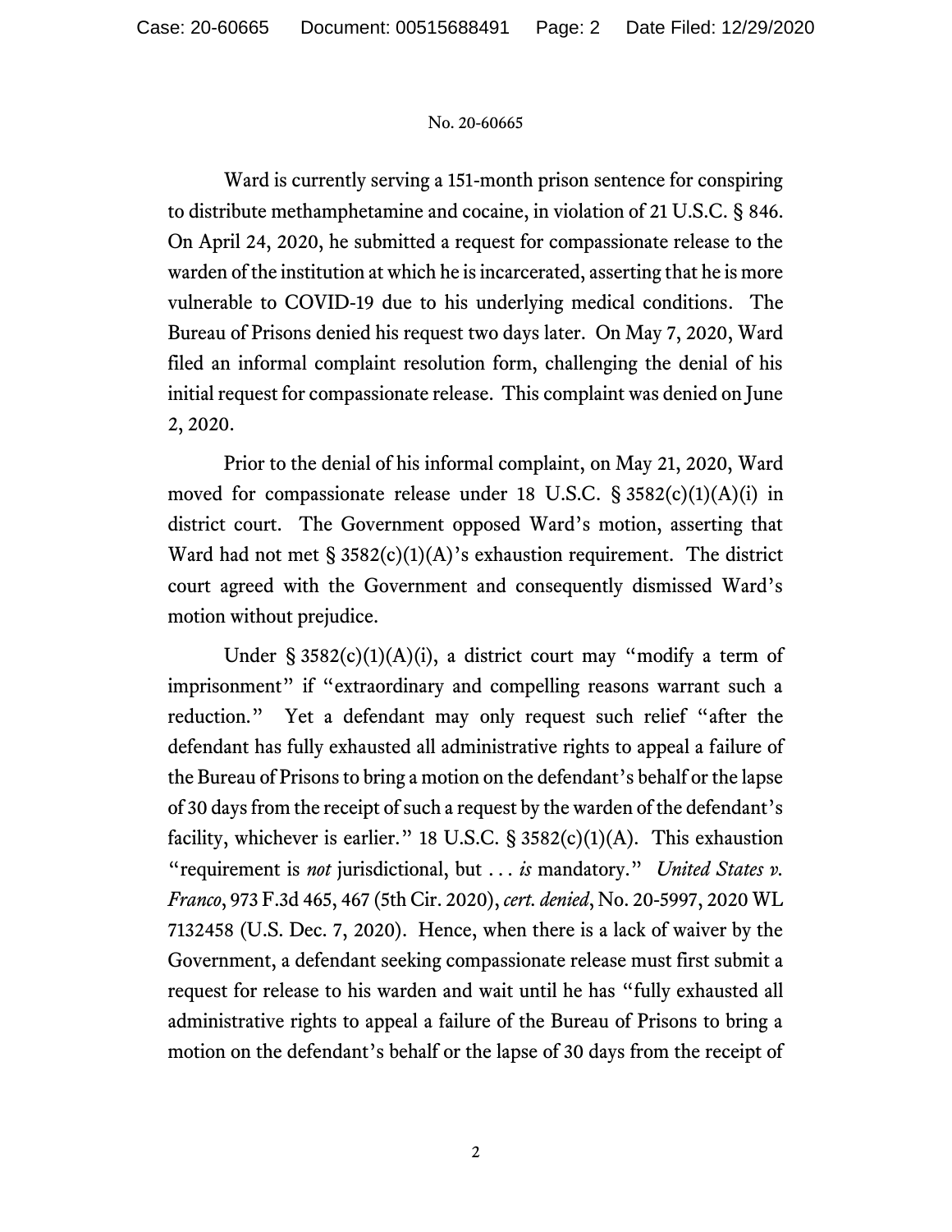Ward is currently serving a 151-month prison sentence for conspiring to distribute methamphetamine and cocaine, in violation of 21 U.S.C. § 846. On April 24, 2020, he submitted a request for compassionate release to the warden of the institution at which he is incarcerated, asserting that he is more vulnerable to COVID-19 due to his underlying medical conditions. The Bureau of Prisons denied his request two days later. On May 7, 2020, Ward filed an informal complaint resolution form, challenging the denial of his initial request for compassionate release. This complaint was denied on June 2, 2020.

Prior to the denial of his informal complaint, on May 21, 2020, Ward moved for compassionate release under 18 U.S.C. § 3582(c)(1)(A)(i) in district court. The Government opposed Ward's motion, asserting that Ward had not met § 3582(c)(1)(A)'s exhaustion requirement. The district court agreed with the Government and consequently dismissed Ward's motion without prejudice.

Under § 3582(c)(1)(A)(i), a district court may "modify a term of imprisonment" if "extraordinary and compelling reasons warrant such a reduction." Yet a defendant may only request such relief "after the defendant has fully exhausted all administrative rights to appeal a failure of the Bureau of Prisons to bring a motion on the defendant's behalf or the lapse of 30 days from the receipt of such a request by the warden of the defendant's facility, whichever is earlier." 18 U.S.C. § 3582(c)(1)(A). This exhaustion "requirement is *not* jurisdictional, but . . . *is* mandatory." *United States v. Franco*, 973 F.3d 465, 467 (5th Cir. 2020), *cert. denied*, No. 20-5997, 2020 WL 7132458 (U.S. Dec. 7, 2020). Hence, when there is a lack of waiver by the Government, a defendant seeking compassionate release must first submit a request for release to his warden and wait until he has "fully exhausted all administrative rights to appeal a failure of the Bureau of Prisons to bring a motion on the defendant's behalf or the lapse of 30 days from the receipt of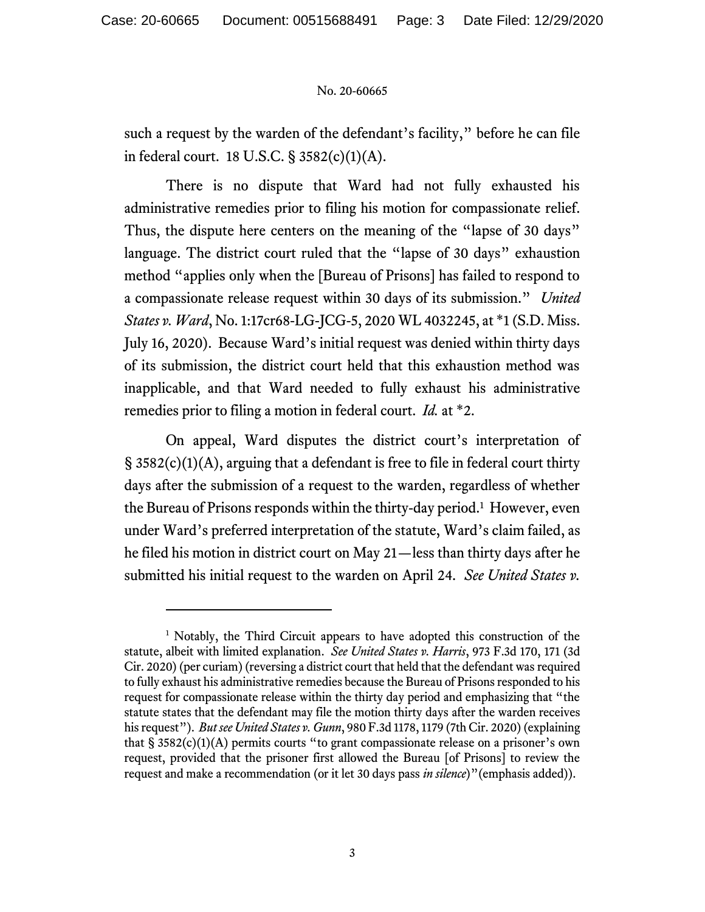such a request by the warden of the defendant's facility," before he can file in federal court. 18 U.S.C. § 3582(c)(1)(A).

There is no dispute that Ward had not fully exhausted his administrative remedies prior to filing his motion for compassionate relief. Thus, the dispute here centers on the meaning of the "lapse of 30 days" language. The district court ruled that the "lapse of 30 days" exhaustion method "applies only when the [Bureau of Prisons] has failed to respond to a compassionate release request within 30 days of its submission." *United States v. Ward*, No. 1:17cr68-LG-JCG-5, 2020 WL 4032245, at *1 (S.D. Miss. July 16, 2020). Because Ward's initial request was denied within thirty days of its submission, the district court held that this exhaustion method was inapplicable, and that Ward needed to fully exhaust his administrative remedies prior to filing a motion in federal court. *Id.* at *2.

On appeal, Ward disputes the district court's interpretation of § 3582(c)(1)(A), arguing that a defendant is free to file in federal court thirty days after the submission of a request to the warden, regardless of whether the Bureau of Prisons responds within the thirty-day period.[1] However, even under Ward's preferred interpretation of the statute, Ward's claim failed, as he filed his motion in district court on May 21—less than thirty days after he submitted his initial request to the warden on April 24. *See United States v.*

---

[1] Notably, the Third Circuit appears to have adopted this construction of the statute, albeit with limited explanation. *See United States v. Harris*, 973 F.3d 170, 171 (3d Cir. 2020) (per curiam) (reversing a district court that held that the defendant was required to fully exhaust his administrative remedies because the Bureau of Prisons responded to his request for compassionate release within the thirty day period and emphasizing that "the statute states that the defendant may file the motion thirty days after the warden receives his request"). *But see United States v. Gunn*, 980 F.3d 1178, 1179 (7th Cir. 2020) (explaining that § 3582(c)(1)(A) permits courts "to grant compassionate release on a prisoner's own request, provided that the prisoner first allowed the Bureau [of Prisons] to review the request and make a recommendation (or it let 30 days pass *in silence*)" (emphasis added)).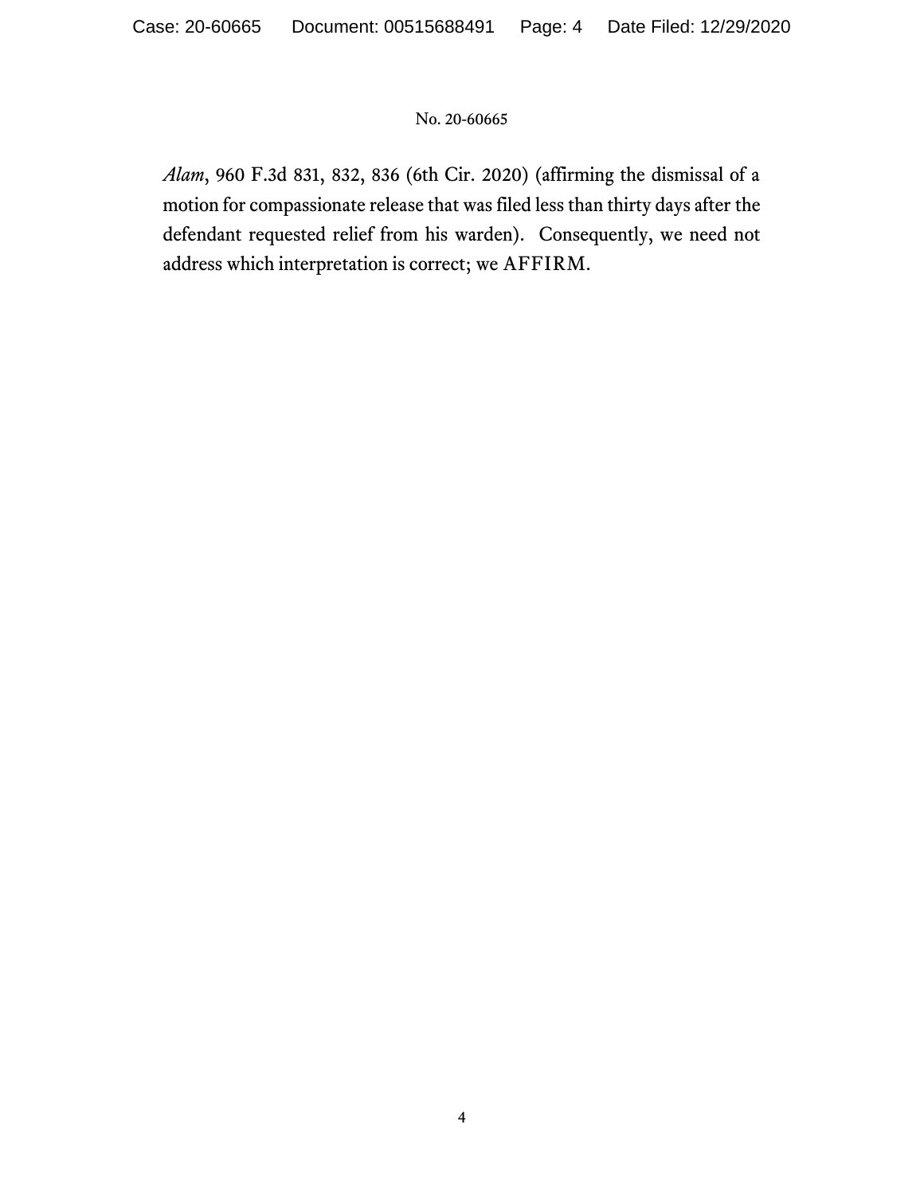*Alam*, 960 F.3d 831, 832, 836 (6th Cir. 2020) (affirming the dismissal of a motion for compassionate release that was filed less than thirty days after the defendant requested relief from his warden). Consequently, we need not address which interpretation is correct; we AFFIRM.